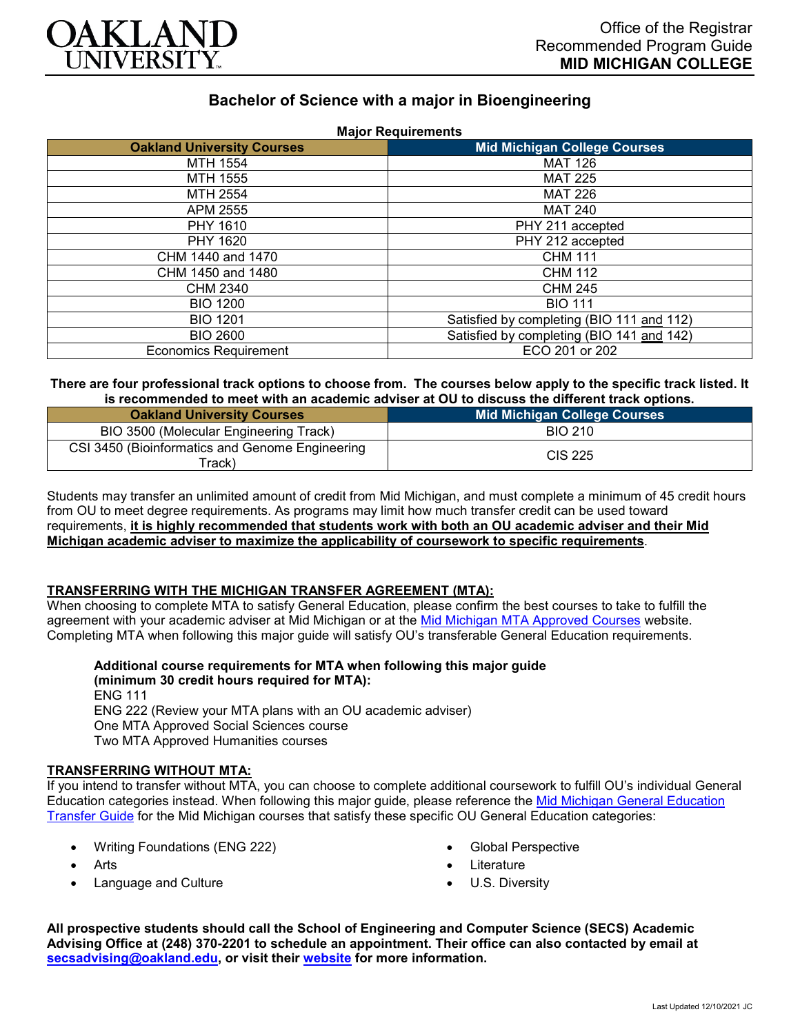OAKLAND UNIVERSITY

Office of the Registrar
Recommended Program Guide
**MID MICHIGAN COLLEGE**

# Bachelor of Science with a major in Bioengineering

**Major Requirements**

| Oakland University Courses | Mid Michigan College Courses |
|---|---|
| MTH 1554 | MAT 126 |
| MTH 1555 | MAT 225 |
| MTH 2554 | MAT 226 |
| APM 2555 | MAT 240 |
| PHY 1610 | PHY 211 accepted |
| PHY 1620 | PHY 212 accepted |
| CHM 1440 and 1470 | CHM 111 |
| CHM 1450 and 1480 | CHM 112 |
| CHM 2340 | CHM 245 |
| BIO 1200 | BIO 111 |
| BIO 1201 | Satisfied by completing (BIO 111 and 112) |
| BIO 2600 | Satisfied by completing (BIO 141 and 142) |
| Economics Requirement | ECO 201 or 202 |

**There are four professional track options to choose from. The courses below apply to the specific track listed. It is recommended to meet with an academic adviser at OU to discuss the different track options.**

| Oakland University Courses | Mid Michigan College Courses |
|---|---|
| BIO 3500 (Molecular Engineering Track) | BIO 210 |
| CSI 3450 (Bioinformatics and Genome Engineering Track) | CIS 225 |

Students may transfer an unlimited amount of credit from Mid Michigan, and must complete a minimum of 45 credit hours from OU to meet degree requirements. As programs may limit how much transfer credit can be used toward requirements, **it is highly recommended that students work with both an OU academic adviser and their Mid Michigan academic adviser to maximize the applicability of coursework to specific requirements**.

## TRANSFERRING WITH THE MICHIGAN TRANSFER AGREEMENT (MTA):

When choosing to complete MTA to satisfy General Education, please confirm the best courses to take to fulfill the agreement with your academic adviser at Mid Michigan or at the Mid Michigan MTA Approved Courses website. Completing MTA when following this major guide will satisfy OU's transferable General Education requirements.

**Additional course requirements for MTA when following this major guide (minimum 30 credit hours required for MTA):**
ENG 111
ENG 222 (Review your MTA plans with an OU academic adviser)
One MTA Approved Social Sciences course
Two MTA Approved Humanities courses

## TRANSFERRING WITHOUT MTA:

If you intend to transfer without MTA, you can choose to complete additional coursework to fulfill OU's individual General Education categories instead. When following this major guide, please reference the Mid Michigan General Education Transfer Guide for the Mid Michigan courses that satisfy these specific OU General Education categories:

- Writing Foundations (ENG 222)
- Arts
- Language and Culture
- Global Perspective
- Literature
- U.S. Diversity

**All prospective students should call the School of Engineering and Computer Science (SECS) Academic Advising Office at (248) 370-2201 to schedule an appointment. Their office can also contacted by email at secsadvising@oakland.edu, or visit their website for more information.**

Last Updated 12/10/2021 JC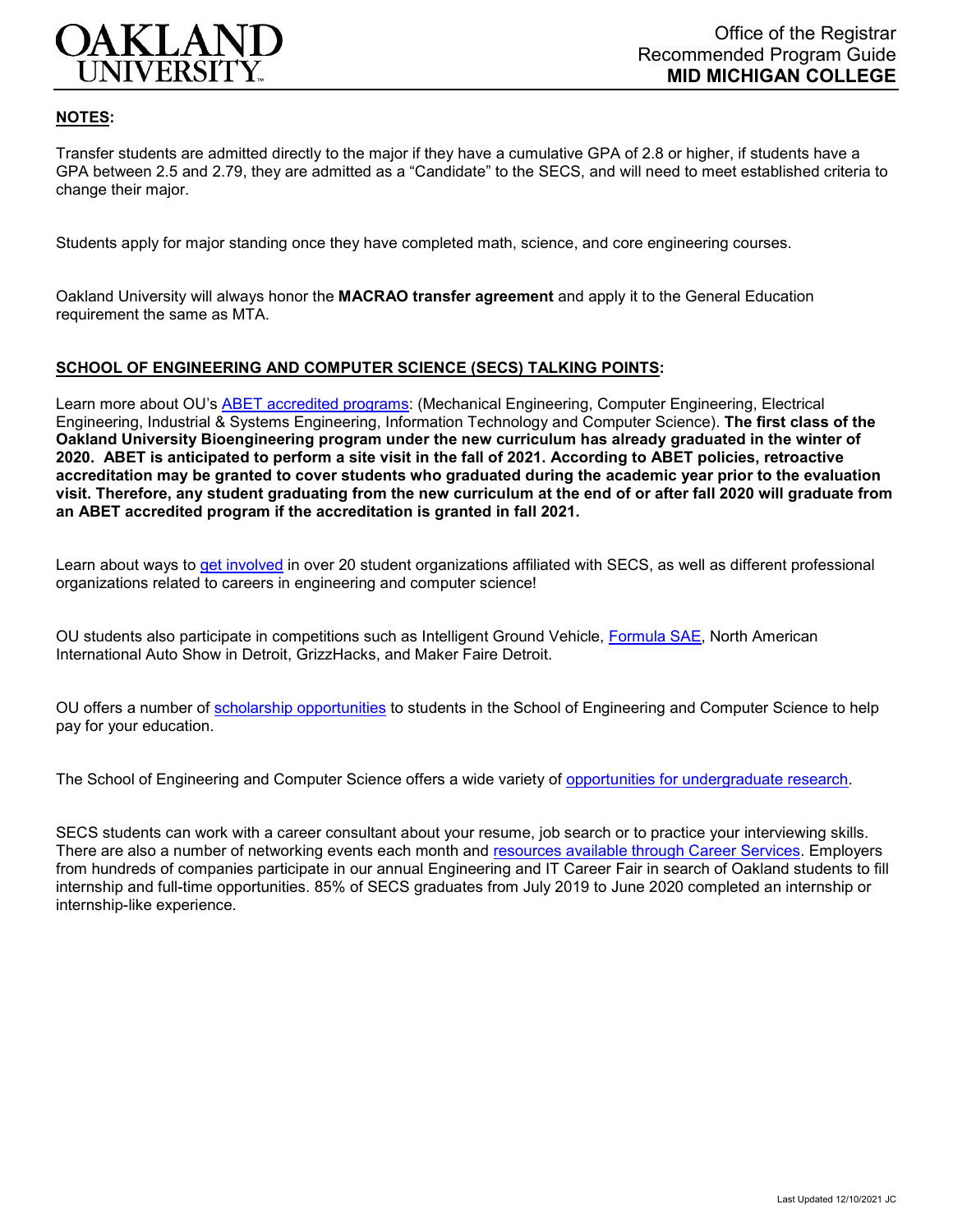**NOTES:**

Transfer students are admitted directly to the major if they have a cumulative GPA of 2.8 or higher, if students have a GPA between 2.5 and 2.79, they are admitted as a "Candidate" to the SECS, and will need to meet established criteria to change their major.

Students apply for major standing once they have completed math, science, and core engineering courses.

Oakland University will always honor the **MACRAO transfer agreement** and apply it to the General Education requirement the same as MTA.

**SCHOOL OF ENGINEERING AND COMPUTER SCIENCE (SECS) TALKING POINTS:**

Learn more about OU's ABET accredited programs: (Mechanical Engineering, Computer Engineering, Electrical Engineering, Industrial & Systems Engineering, Information Technology and Computer Science). **The first class of the Oakland University Bioengineering program under the new curriculum has already graduated in the winter of 2020. ABET is anticipated to perform a site visit in the fall of 2021. According to ABET policies, retroactive accreditation may be granted to cover students who graduated during the academic year prior to the evaluation visit. Therefore, any student graduating from the new curriculum at the end of or after fall 2020 will graduate from an ABET accredited program if the accreditation is granted in fall 2021.**

Learn about ways to get involved in over 20 student organizations affiliated with SECS, as well as different professional organizations related to careers in engineering and computer science!

OU students also participate in competitions such as Intelligent Ground Vehicle, Formula SAE, North American International Auto Show in Detroit, GrizzHacks, and Maker Faire Detroit.

OU offers a number of scholarship opportunities to students in the School of Engineering and Computer Science to help pay for your education.

The School of Engineering and Computer Science offers a wide variety of opportunities for undergraduate research.

SECS students can work with a career consultant about your resume, job search or to practice your interviewing skills. There are also a number of networking events each month and resources available through Career Services. Employers from hundreds of companies participate in our annual Engineering and IT Career Fair in search of Oakland students to fill internship and full-time opportunities. 85% of SECS graduates from July 2019 to June 2020 completed an internship or internship-like experience.

Last Updated 12/10/2021 JC